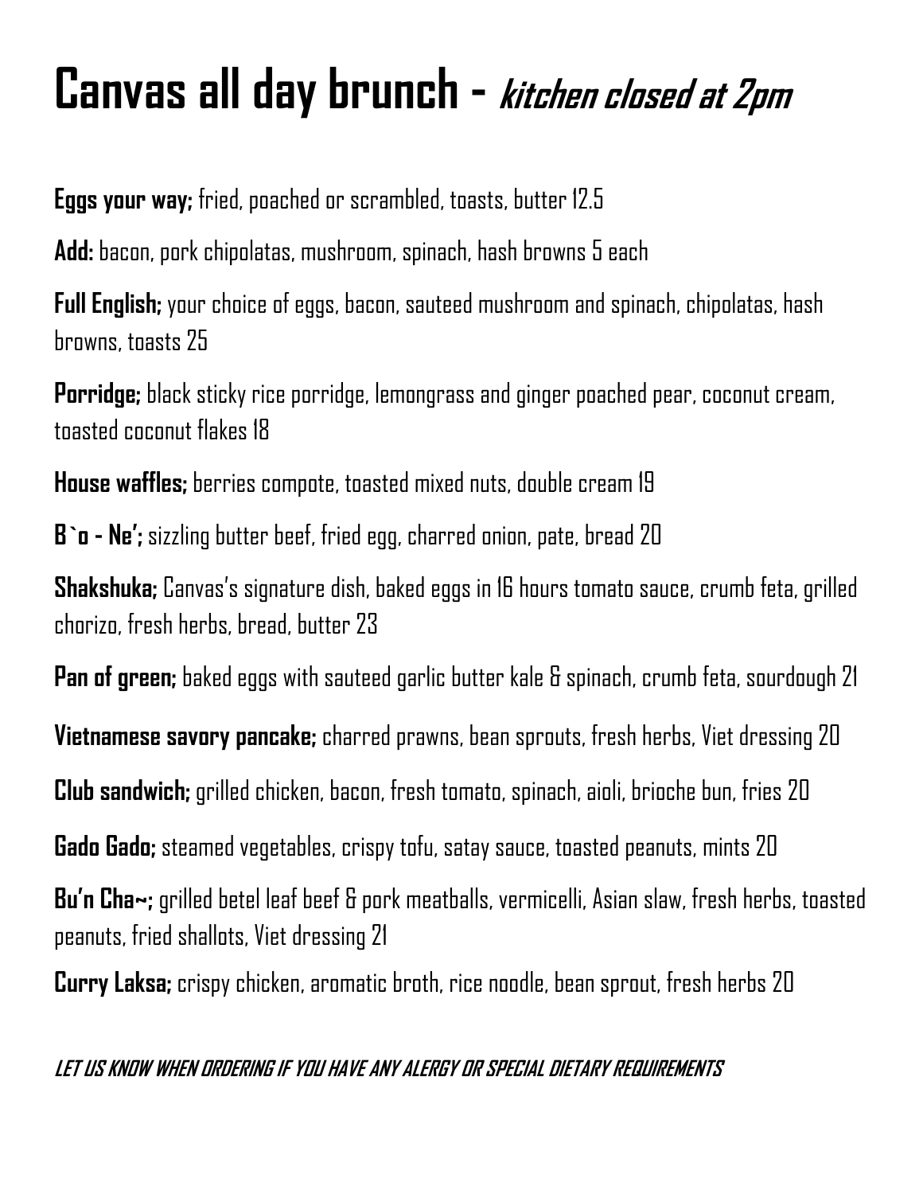# Canvas all day brunch - *kitchen closed at 2pm*

**Eggs your way;** fried, poached or scrambled, toasts, butter 12.5

**Add:** bacon, pork chipolatas, mushroom, spinach, hash browns 5 each

**Full English;** your choice of eggs, bacon, sauteed mushroom and spinach, chipolatas, hash browns, toasts 25

**Porridge;** black sticky rice porridge, lemongrass and ginger poached pear, coconut cream, toasted coconut flakes 18

**House waffles;** berries compote, toasted mixed nuts, double cream 19

**B`o - Ne';** sizzling butter beef, fried egg, charred onion, pate, bread 20

**Shakshuka;** Canvas's signature dish, baked eggs in 16 hours tomato sauce, crumb feta, grilled chorizo, fresh herbs, bread, butter 23

**Pan of green;** baked eggs with sauteed garlic butter kale & spinach, crumb feta, sourdough 21

**Vietnamese savory pancake;** charred prawns, bean sprouts, fresh herbs, Viet dressing 20

**Club sandwich;** grilled chicken, bacon, fresh tomato, spinach, aioli, brioche bun, fries 20

**Gado Gado;** steamed vegetables, crispy tofu, satay sauce, toasted peanuts, mints 20

**Bu'n Cha~;** grilled betel leaf beef & pork meatballs, vermicelli, Asian slaw, fresh herbs, toasted peanuts, fried shallots, Viet dressing 21

**Curry Laksa;** crispy chicken, aromatic broth, rice noodle, bean sprout, fresh herbs 20

***LET US KNOW WHEN ORDERING IF YOU HAVE ANY ALERGY OR SPECIAL DIETARY REQUIREMENTS***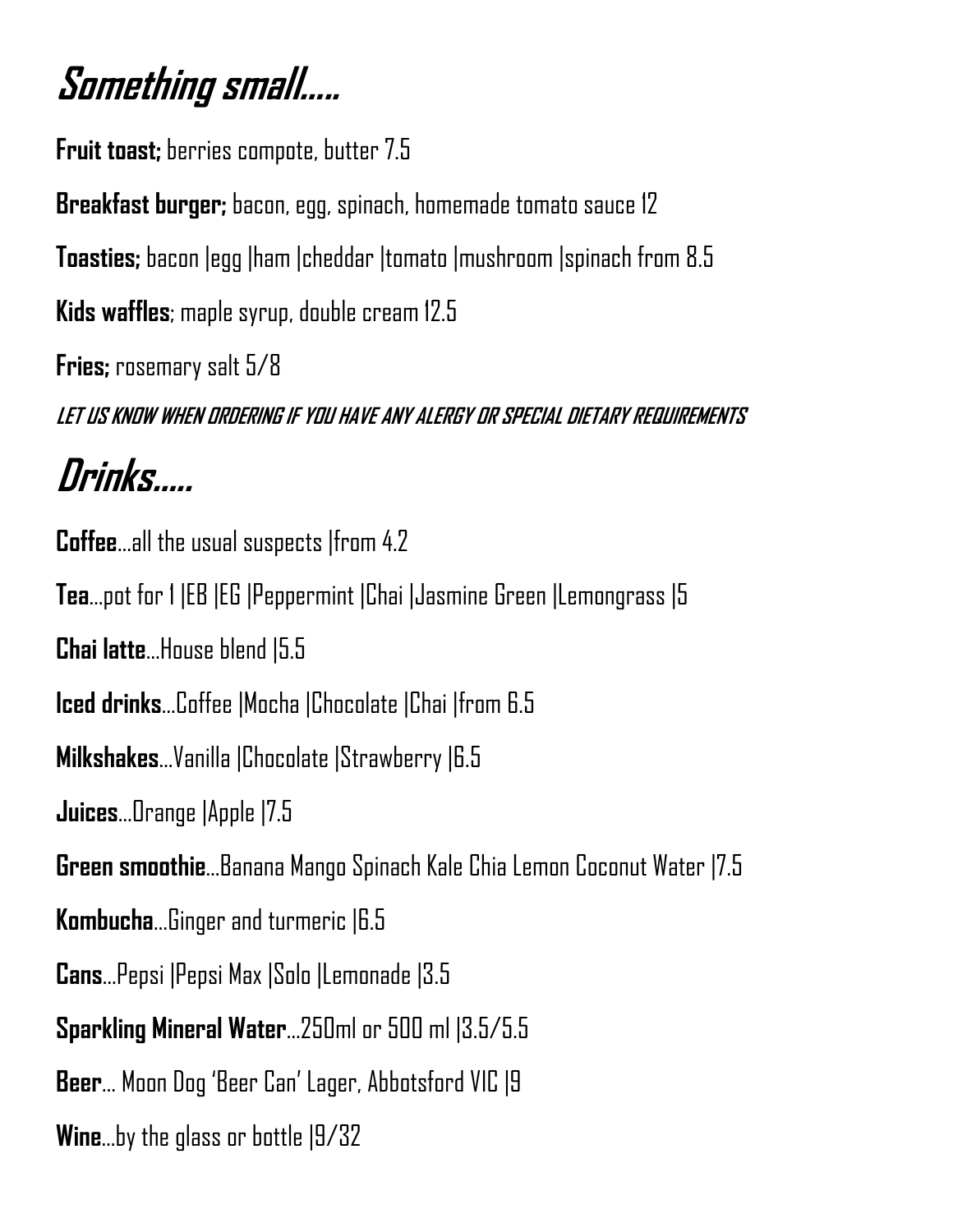# *Something small…..*

**Fruit toast;** berries compote, butter 7.5

**Breakfast burger;** bacon, egg, spinach, homemade tomato sauce 12

**Toasties;** bacon |egg |ham |cheddar |tomato |mushroom |spinach from 8.5

**Kids waffles**; maple syrup, double cream 12.5

**Fries;** rosemary salt 5/8

***LET US KNOW WHEN ORDERING IF YOU HAVE ANY ALERGY OR SPECIAL DIETARY REQUIREMENTS***

# *Drinks…..*

**Coffee**…all the usual suspects |from 4.2

**Tea**…pot for 1 |EB |EG |Peppermint |Chai |Jasmine Green |Lemongrass |5

**Chai latte**…House blend |5.5

**Iced drinks**…Coffee |Mocha |Chocolate |Chai |from 6.5

**Milkshakes**…Vanilla |Chocolate |Strawberry |6.5

**Juices**…Orange |Apple |7.5

**Green smoothie**…Banana Mango Spinach Kale Chia Lemon Coconut Water |7.5

**Kombucha**…Ginger and turmeric |6.5

**Cans**…Pepsi |Pepsi Max |Solo |Lemonade |3.5

**Sparkling Mineral Water**…250ml or 500 ml |3.5/5.5

**Beer**… Moon Dog 'Beer Can' Lager, Abbotsford VIC |9

**Wine**…by the glass or bottle |9/32